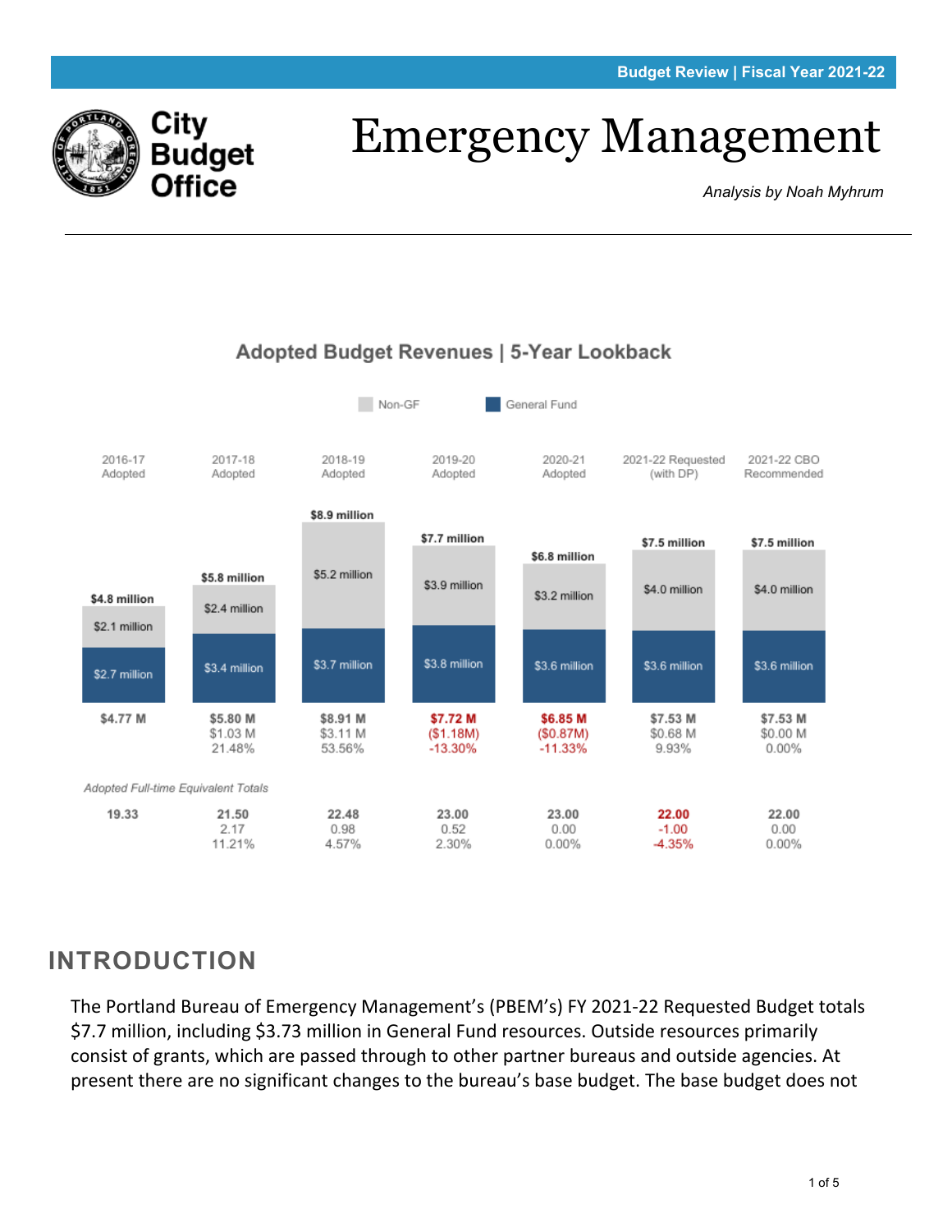Budget Review | Fiscal Year 2021-22

City Budget Office

# Emergency Management

*Analysis by Noah Myhrum*

## Adopted Budget Revenues | 5-Year Lookback

| | 2016-17 Adopted | 2017-18 Adopted | 2018-19 Adopted | 2019-20 Adopted | 2020-21 Adopted | 2021-22 Requested (with DP) | 2021-22 CBO Recommended |
|---|---|---|---|---|---|---|---|
| Total | $4.8 million | $5.8 million | $8.9 million | $7.7 million | $6.8 million | $7.5 million | $7.5 million |
| Non-GF | $2.1 million | $2.4 million | $5.2 million | $3.9 million | $3.2 million | $4.0 million | $4.0 million |
| General Fund | $2.7 million | $3.4 million | $3.7 million | $3.8 million | $3.6 million | $3.6 million | $3.6 million |
| Total | $4.77 M | $5.80 M | $8.91 M | $7.72 M | $6.85 M | $7.53 M | $7.53 M |
| Change | | $1.03 M | $3.11 M | ($1.18M) | ($0.87M) | $0.68 M | $0.00 M |
| % Change | | 21.48% | 53.56% | -13.30% | -11.33% | 9.93% | 0.00% |

*Adopted Full-time Equivalent Totals*

| | 2016-17 Adopted | 2017-18 Adopted | 2018-19 Adopted | 2019-20 Adopted | 2020-21 Adopted | 2021-22 Requested (with DP) | 2021-22 CBO Recommended |
|---|---|---|---|---|---|---|---|
| FTE | 19.33 | 21.50 | 22.48 | 23.00 | 23.00 | 22.00 | 22.00 |
| Change | | 2.17 | 0.98 | 0.52 | 0.00 | -1.00 | 0.00 |
| % Change | | 11.21% | 4.57% | 2.30% | 0.00% | -4.35% | 0.00% |

## INTRODUCTION

The Portland Bureau of Emergency Management's (PBEM's) FY 2021-22 Requested Budget totals $7.7 million, including $3.73 million in General Fund resources. Outside resources primarily consist of grants, which are passed through to other partner bureaus and outside agencies. At present there are no significant changes to the bureau's base budget. The base budget does not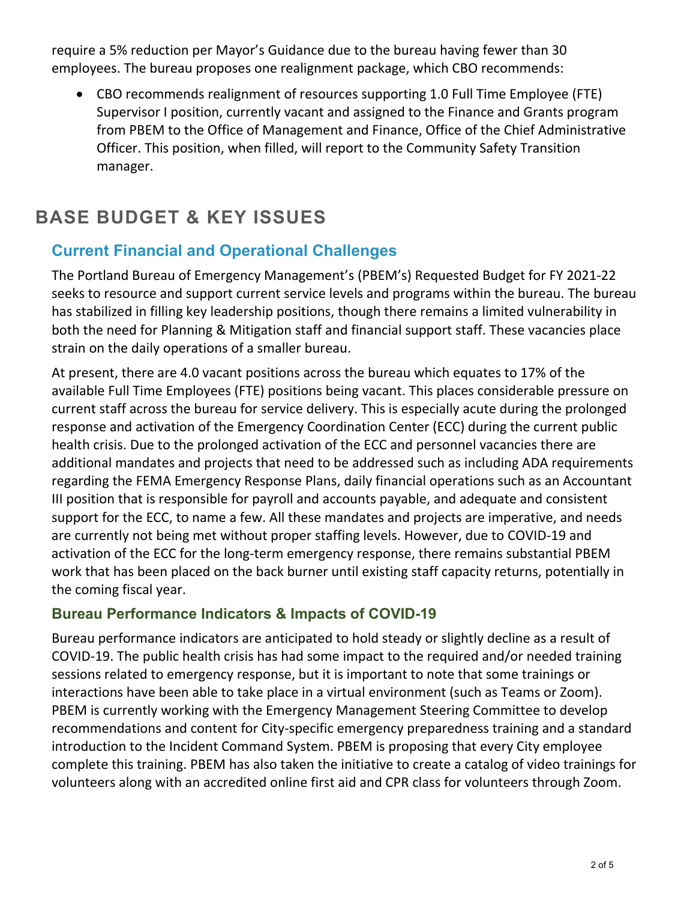require a 5% reduction per Mayor's Guidance due to the bureau having fewer than 30 employees. The bureau proposes one realignment package, which CBO recommends:

- CBO recommends realignment of resources supporting 1.0 Full Time Employee (FTE) Supervisor I position, currently vacant and assigned to the Finance and Grants program from PBEM to the Office of Management and Finance, Office of the Chief Administrative Officer. This position, when filled, will report to the Community Safety Transition manager.

# BASE BUDGET & KEY ISSUES

## Current Financial and Operational Challenges

The Portland Bureau of Emergency Management's (PBEM's) Requested Budget for FY 2021-22 seeks to resource and support current service levels and programs within the bureau. The bureau has stabilized in filling key leadership positions, though there remains a limited vulnerability in both the need for Planning & Mitigation staff and financial support staff. These vacancies place strain on the daily operations of a smaller bureau.

At present, there are 4.0 vacant positions across the bureau which equates to 17% of the available Full Time Employees (FTE) positions being vacant. This places considerable pressure on current staff across the bureau for service delivery. This is especially acute during the prolonged response and activation of the Emergency Coordination Center (ECC) during the current public health crisis. Due to the prolonged activation of the ECC and personnel vacancies there are additional mandates and projects that need to be addressed such as including ADA requirements regarding the FEMA Emergency Response Plans, daily financial operations such as an Accountant III position that is responsible for payroll and accounts payable, and adequate and consistent support for the ECC, to name a few. All these mandates and projects are imperative, and needs are currently not being met without proper staffing levels. However, due to COVID-19 and activation of the ECC for the long-term emergency response, there remains substantial PBEM work that has been placed on the back burner until existing staff capacity returns, potentially in the coming fiscal year.

### Bureau Performance Indicators & Impacts of COVID-19

Bureau performance indicators are anticipated to hold steady or slightly decline as a result of COVID-19. The public health crisis has had some impact to the required and/or needed training sessions related to emergency response, but it is important to note that some trainings or interactions have been able to take place in a virtual environment (such as Teams or Zoom). PBEM is currently working with the Emergency Management Steering Committee to develop recommendations and content for City-specific emergency preparedness training and a standard introduction to the Incident Command System. PBEM is proposing that every City employee complete this training. PBEM has also taken the initiative to create a catalog of video trainings for volunteers along with an accredited online first aid and CPR class for volunteers through Zoom.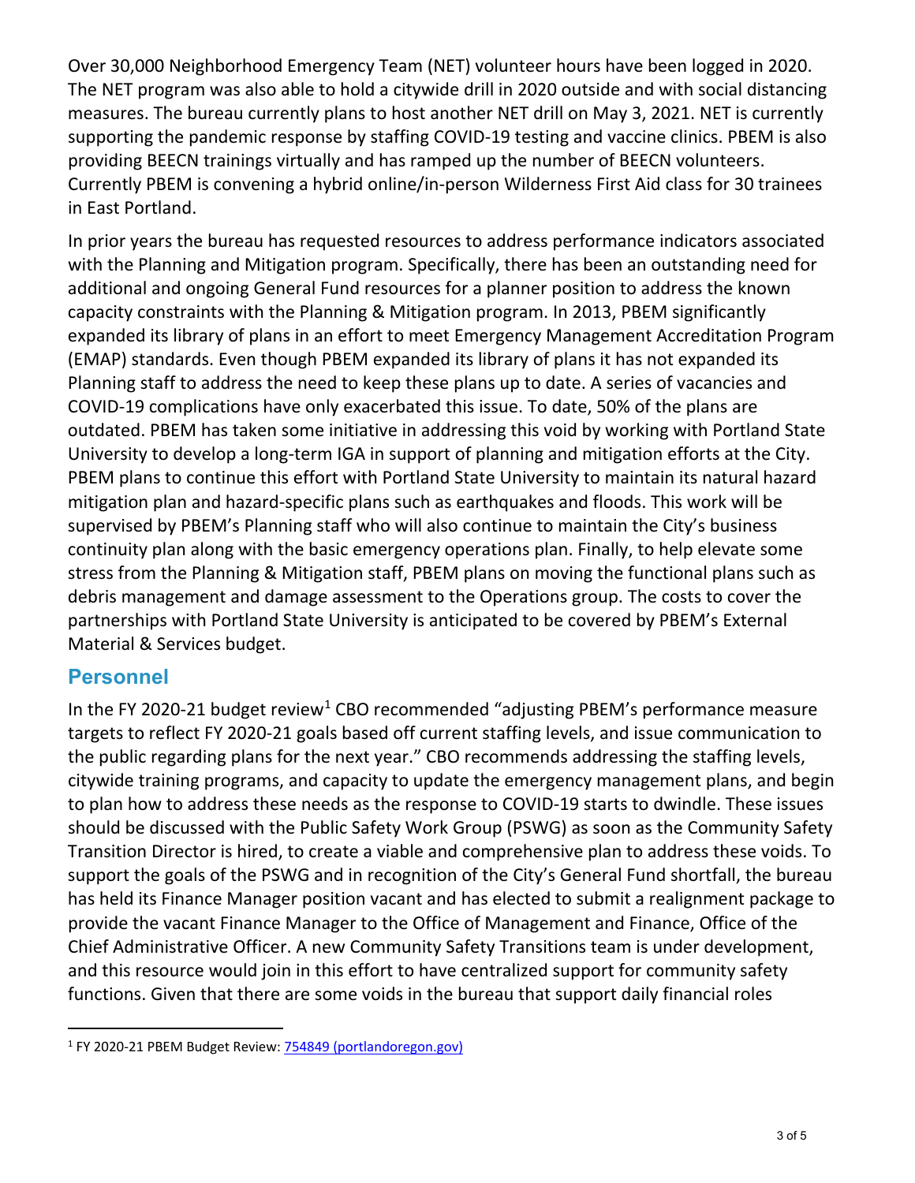Over 30,000 Neighborhood Emergency Team (NET) volunteer hours have been logged in 2020. The NET program was also able to hold a citywide drill in 2020 outside and with social distancing measures. The bureau currently plans to host another NET drill on May 3, 2021. NET is currently supporting the pandemic response by staffing COVID-19 testing and vaccine clinics. PBEM is also providing BEECN trainings virtually and has ramped up the number of BEECN volunteers. Currently PBEM is convening a hybrid online/in-person Wilderness First Aid class for 30 trainees in East Portland.

In prior years the bureau has requested resources to address performance indicators associated with the Planning and Mitigation program. Specifically, there has been an outstanding need for additional and ongoing General Fund resources for a planner position to address the known capacity constraints with the Planning & Mitigation program. In 2013, PBEM significantly expanded its library of plans in an effort to meet Emergency Management Accreditation Program (EMAP) standards. Even though PBEM expanded its library of plans it has not expanded its Planning staff to address the need to keep these plans up to date. A series of vacancies and COVID-19 complications have only exacerbated this issue. To date, 50% of the plans are outdated. PBEM has taken some initiative in addressing this void by working with Portland State University to develop a long-term IGA in support of planning and mitigation efforts at the City. PBEM plans to continue this effort with Portland State University to maintain its natural hazard mitigation plan and hazard-specific plans such as earthquakes and floods. This work will be supervised by PBEM's Planning staff who will also continue to maintain the City's business continuity plan along with the basic emergency operations plan. Finally, to help elevate some stress from the Planning & Mitigation staff, PBEM plans on moving the functional plans such as debris management and damage assessment to the Operations group. The costs to cover the partnerships with Portland State University is anticipated to be covered by PBEM's External Material & Services budget.

## Personnel

In the FY 2020-21 budget review[1] CBO recommended "adjusting PBEM's performance measure targets to reflect FY 2020-21 goals based off current staffing levels, and issue communication to the public regarding plans for the next year." CBO recommends addressing the staffing levels, citywide training programs, and capacity to update the emergency management plans, and begin to plan how to address these needs as the response to COVID-19 starts to dwindle. These issues should be discussed with the Public Safety Work Group (PSWG) as soon as the Community Safety Transition Director is hired, to create a viable and comprehensive plan to address these voids. To support the goals of the PSWG and in recognition of the City's General Fund shortfall, the bureau has held its Finance Manager position vacant and has elected to submit a realignment package to provide the vacant Finance Manager to the Office of Management and Finance, Office of the Chief Administrative Officer. A new Community Safety Transitions team is under development, and this resource would join in this effort to have centralized support for community safety functions. Given that there are some voids in the bureau that support daily financial roles

[1] FY 2020-21 PBEM Budget Review: [754849 (portlandoregon.gov)](754849 (portlandoregon.gov))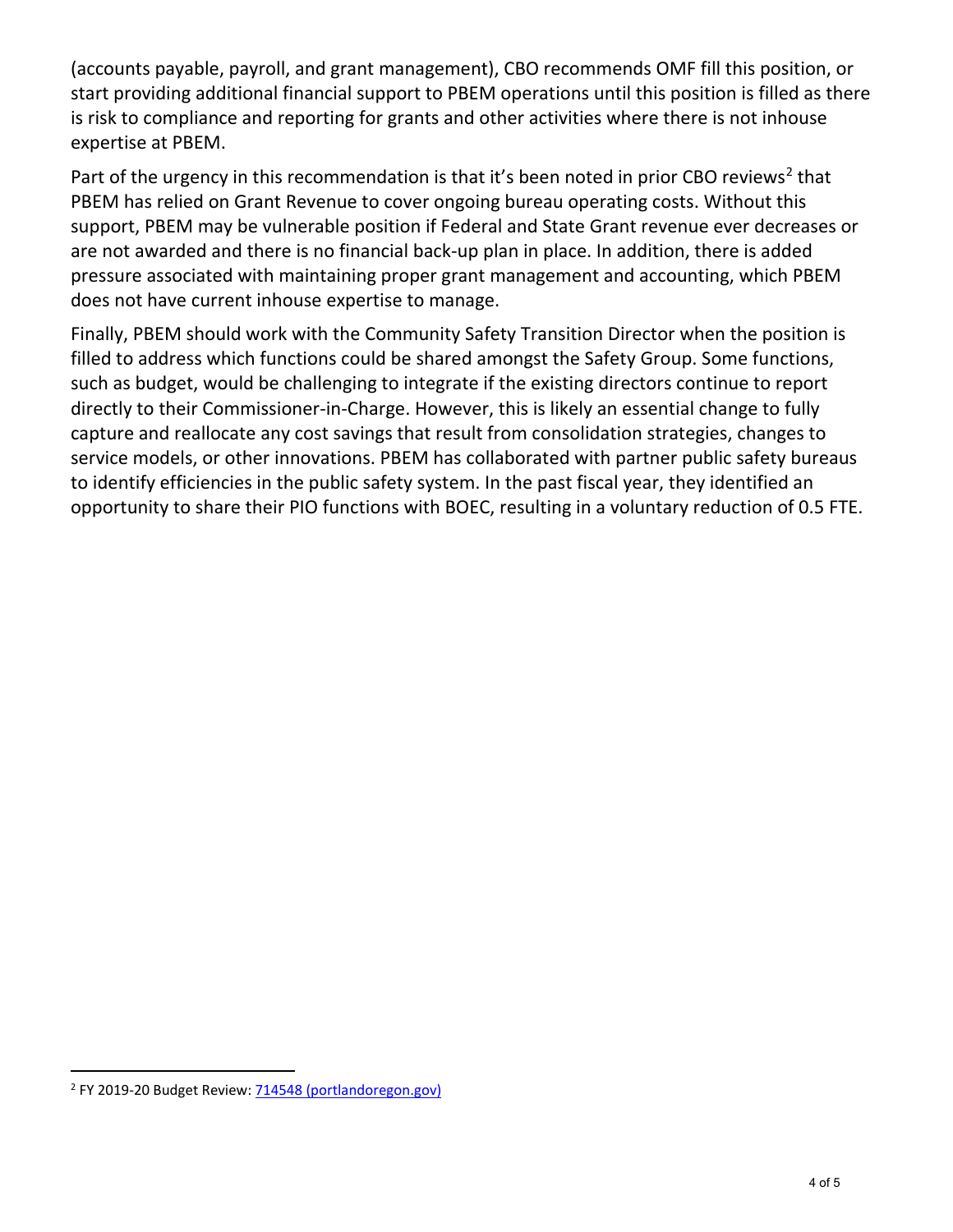(accounts payable, payroll, and grant management), CBO recommends OMF fill this position, or start providing additional financial support to PBEM operations until this position is filled as there is risk to compliance and reporting for grants and other activities where there is not inhouse expertise at PBEM.

Part of the urgency in this recommendation is that it's been noted in prior CBO reviews[2] that PBEM has relied on Grant Revenue to cover ongoing bureau operating costs. Without this support, PBEM may be vulnerable position if Federal and State Grant revenue ever decreases or are not awarded and there is no financial back-up plan in place. In addition, there is added pressure associated with maintaining proper grant management and accounting, which PBEM does not have current inhouse expertise to manage.

Finally, PBEM should work with the Community Safety Transition Director when the position is filled to address which functions could be shared amongst the Safety Group. Some functions, such as budget, would be challenging to integrate if the existing directors continue to report directly to their Commissioner-in-Charge. However, this is likely an essential change to fully capture and reallocate any cost savings that result from consolidation strategies, changes to service models, or other innovations. PBEM has collaborated with partner public safety bureaus to identify efficiencies in the public safety system. In the past fiscal year, they identified an opportunity to share their PIO functions with BOEC, resulting in a voluntary reduction of 0.5 FTE.

---

[2] FY 2019-20 Budget Review: 714548 (portlandoregon.gov)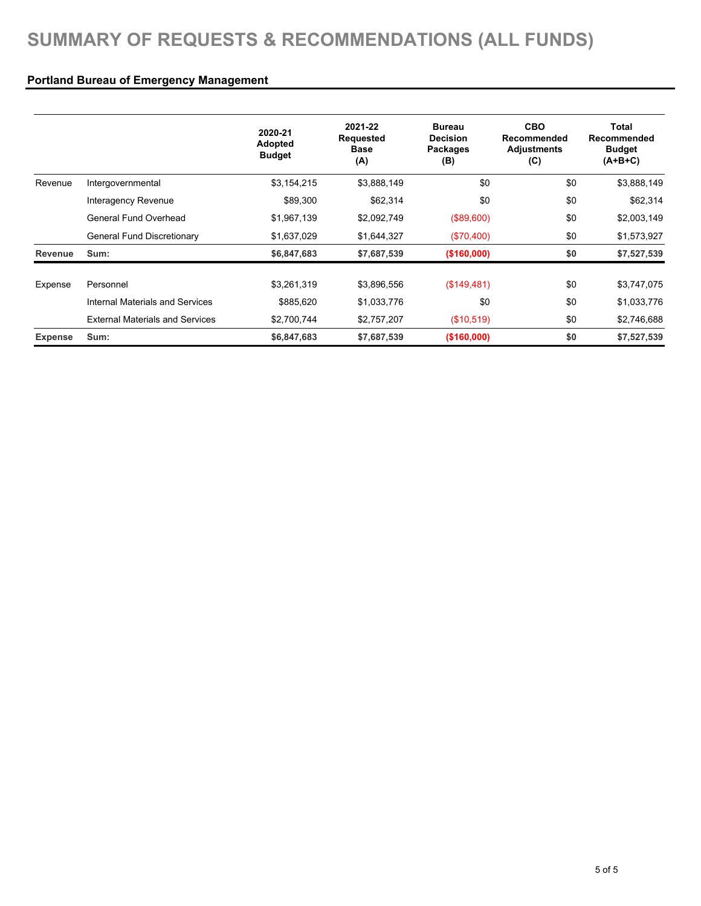# SUMMARY OF REQUESTS & RECOMMENDATIONS (ALL FUNDS)

**Portland Bureau of Emergency Management**

| | | 2020-21 Adopted Budget | 2021-22 Requested Base (A) | Bureau Decision Packages (B) | CBO Recommended Adjustments (C) | Total Recommended Budget (A+B+C) |
|---|---|---|---|---|---|---|
| Revenue | Intergovernmental | $3,154,215 | $3,888,149 | $0 | $0 | $3,888,149 |
| | Interagency Revenue | $89,300 | $62,314 | $0 | $0 | $62,314 |
| | General Fund Overhead | $1,967,139 | $2,092,749 | ($89,600) | $0 | $2,003,149 |
| | General Fund Discretionary | $1,637,029 | $1,644,327 | ($70,400) | $0 | $1,573,927 |
| **Revenue** | **Sum:** | **$6,847,683** | **$7,687,539** | **($160,000)** | **$0** | **$7,527,539** |
| Expense | Personnel | $3,261,319 | $3,896,556 | ($149,481) | $0 | $3,747,075 |
| | Internal Materials and Services | $885,620 | $1,033,776 | $0 | $0 | $1,033,776 |
| | External Materials and Services | $2,700,744 | $2,757,207 | ($10,519) | $0 | $2,746,688 |
| **Expense** | **Sum:** | **$6,847,683** | **$7,687,539** | **($160,000)** | **$0** | **$7,527,539** |